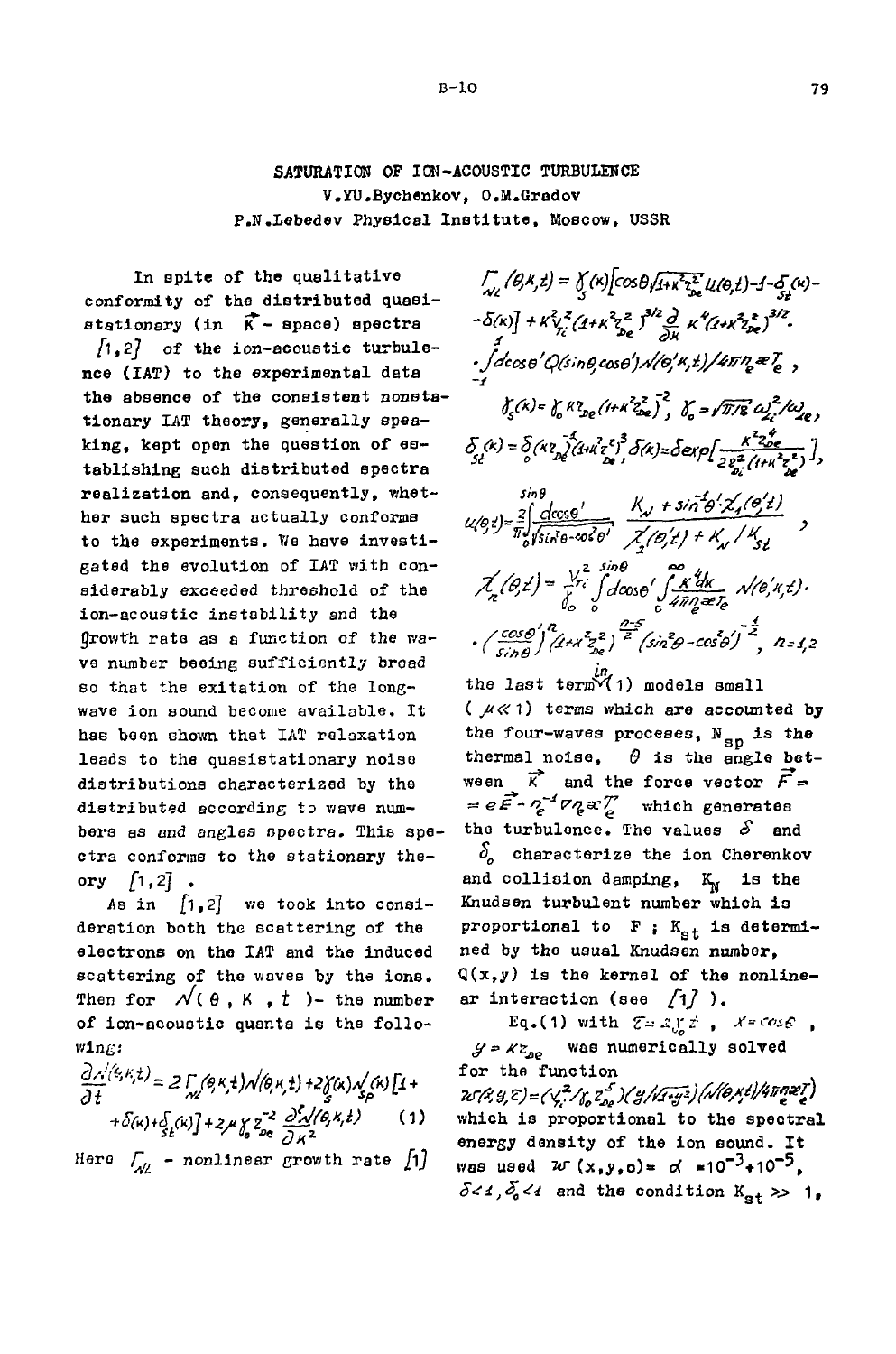# SATURATION OF ION-ACOUSTIC TURBULENCE

V.YU.Bychenkov, O.M.Gradov

P.N.Lebedev Physical Institute, Moscow, USSR

In spite of the qualitative conformity of the distributed quasi-stationary (in $\vec{K}$ - space) spectra [1,2] of the ion-acoustic turbulence (IAT) to the experimental data the absence of the consistent nonstationary IAT theory, generally speaking, kept open the question of establishing such distributed spectra realization and, consequently, whether such spectra actually conforms to the experiments. We have investigated the evolution of IAT with considerably exceeded threshold of the ion-acoustic instability and the growth rate as a function of the wave number beeing sufficiently broad so that the exitation of the long-wave ion sound become available. It has been shown that IAT relaxation leads to the quasistationary noise distributions characterized by the distributed according to wave numbers as and angles spectra. This spectra conforms to the stationary theory [1,2] .

As in [1,2] we took into consideration both the scattering of the electrons on the IAT and the induced scattering of the waves by the ions. Then for $\mathcal{N}(\theta, K, t)$ - the number of ion-acoustic quanta is the following:

$$\frac{\partial \mathcal{N}(\theta,K,t)}{\partial t} = 2\Gamma_{NL}(\theta,K,t)\mathcal{N}(\theta,K,t) + 2\gamma_s(K)\mathcal{N}_{sp}(K)[1+\delta(K)+\delta_{St}(K)] + 2\mu\gamma_0 z_{De}^{-2}\frac{\partial^2 \mathcal{N}(\theta,K,t)}{\partial K^2} \qquad (1)$$

Here $\Gamma_{NL}$ - nonlinear growth rate [1]

$$\Gamma_{NL}(\theta,K,t) = \gamma_s(K)\left[\cos\theta\sqrt{1+K^2 z_{De}^2}\, u(\theta,t) - 1 - \delta_{St}(K) - \delta(K)\right] + K V_{Ti}^2 (1+K^2 z_{De}^2)^{3/2}\frac{\partial}{\partial K}K^4(1+K^2 z_{De}^2)^{3/2}\cdot \int_{-1}^{1} d\cos\theta' Q(\sin\theta, \cos\theta')\mathcal{N}(\theta',K,t)/4\pi n_e \ae T_e ,$$

$$\gamma_s(K) = \gamma_0 K z_{De}(1+K^2 z_{De}^2)^{-2},\quad \gamma_0 = \sqrt{\pi/8}\,\omega_{Li}^2/\omega_{Le},$$

$$\delta_{St}(K) = \delta_0 (K z_{De})^{-1}(1+K^2 z_{De}^2)^3,\quad \delta(K) = \delta \exp\left[\frac{K^2 z_{De}^4}{2 z_{Di}^2 (1+K^2 z_{De}^2)}\right],$$

$$u(\theta,t) = \frac{2}{\pi}\int_0^{\sin\theta}\frac{d\cos\theta'}{\sqrt{\sin^2\theta - \cos^2\theta'}}\;\frac{K_N + \sin^{-4}\theta' \mathcal{X}_1(\theta',t)}{\mathcal{X}_2(\theta',t) + K_N / K_{St}} ,$$

$$\mathcal{X}_n(\theta,t) = \frac{V_{Ti}^2}{\gamma_0}\int_0^{\sin\theta} d\cos\theta' \int_0^{\infty}\frac{K^4 dK}{4\pi n_e \ae T_e}\,\mathcal{N}(\theta',K,t)\cdot \left(\frac{\cos\theta'}{\sin\theta}\right)^n (1+K^2 z_{De}^2)^{\frac{n-5}{2}} (\sin^2\theta - \cos^2\theta')^{-\frac{1}{2}},\quad n=1,2$$

the last term in (1) models small ($\mu \ll 1$) terms which are accounted by the four-waves proceses, $N_{sp}$ is the thermal noise, $\theta$ is the angle between $\vec{K}$ and the force vector $\vec{F} = e\vec{E} - n_e^{-1}\nabla n_e \ae T_e$ which generates the turbulence. The values $\delta$ and $\delta_0$ characterize the ion Cherenkov and collision damping, $K_N$ is the Knudsen turbulent number which is proportional to F ; $K_{st}$ is determined by the usual Knudsen number, Q(x,y) is the kernel of the nonlinear interaction (see [1] ).

Eq.(1) with $\tau = 2\gamma_0 t$ , $x = \cos\theta$ , $y = K z_{De}$ was numerically solved for the function $w(x,y,\tau) = (V_{Ti}^2/\gamma_0 z_{De}^5)(y/\sqrt{1+y^2})(\mathcal{N}(\theta,K,t)/4\pi n_e \ae T_e)$ which is proportional to the spectral energy density of the ion sound. It was used $w(x,y,0) = \alpha = 10^{-3} \div 10^{-5}$, $\delta < 1, \delta_0 < 1$ and the condition $K_{st} \gg 1$,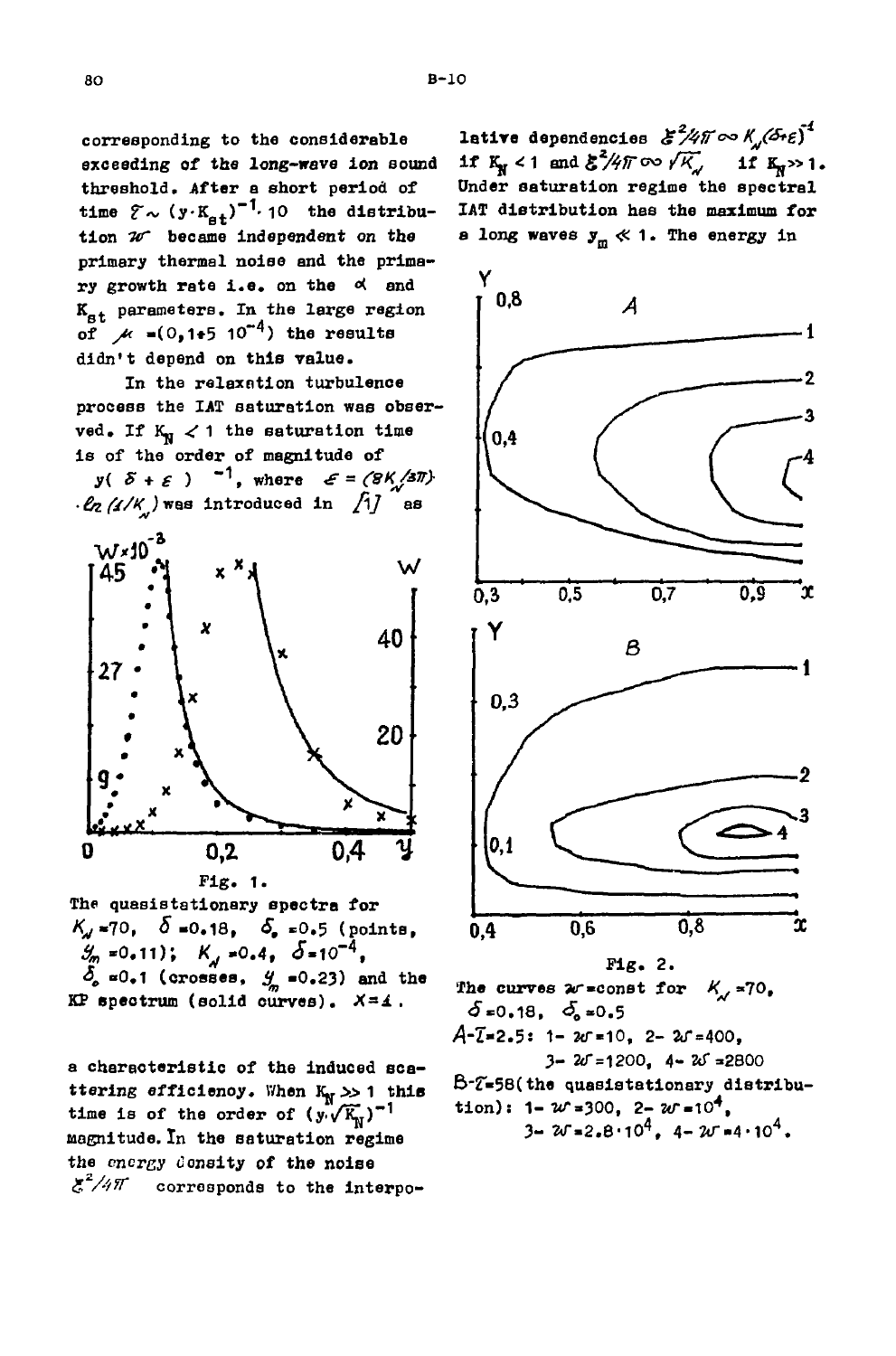corresponding to the considerable exceeding of the long-wave ion sound threshold. After a short period of time $\tau \sim (y \cdot K_{st})^{-1} \cdot 10$ the distribution $w$ became independent on the primary thermal noise and the primary growth rate i.e. on the $\alpha$ and $K_{st}$ parameters. In the large region of $\mu = (0{,}1 \div 5\ 10^{-4})$ the results didn't depend on this value.

In the relaxation turbulence process the IAT saturation was observed. If $K_N < 1$ the saturation time is of the order of magnitude of $y(\delta + \varepsilon)^{-1}$, where $\varepsilon = (8K_N/3\pi) \cdot \ln(1/K_N)$ was introduced in [1] as a characteristic of the induced scattering efficiency. When $K_N \gg 1$ this time is of the order of $(y \sqrt{K_N})^{-1}$ magnitude. In the saturation regime the energy density of the noise $\mathcal{E}^2/4\pi$ corresponds to the interpolative dependencies $\mathcal{E}^2/4\pi \infty K_N(\delta + \varepsilon)^{-1}$ if $K_N < 1$ and $\mathcal{E}^2/4\pi \infty \sqrt{K_N}$ if $K_N \gg 1$. Under saturation regime the spectral IAT distribution has the maximum for a long waves $y_m \ll 1$. The energy in

Fig. 1.
The quasistationary spectra for $K_N = 70$, $\delta = 0.18$, $\delta_0 = 0.5$ (points, $y_m = 0.11$); $K_N = 0.4$, $\delta = 10^{-4}$, $\delta_0 = 0.1$ (crosses, $y_m = 0.23$) and the KP spectrum (solid curves). $X = 1$.

Fig. 2.
The curves $w = \text{const}$ for $K_N = 70$, $\delta = 0.18$, $\delta_0 = 0.5$
A-$\tau = 2.5$: 1- $w = 10$, 2- $w = 400$, 3- $w = 1200$, 4- $w = 2800$
B-$\tau = 58$ (the quasistationary distribution): 1- $w = 300$, 2- $w = 10^4$, 3- $w = 2.8 \cdot 10^4$, 4- $w = 4 \cdot 10^4$.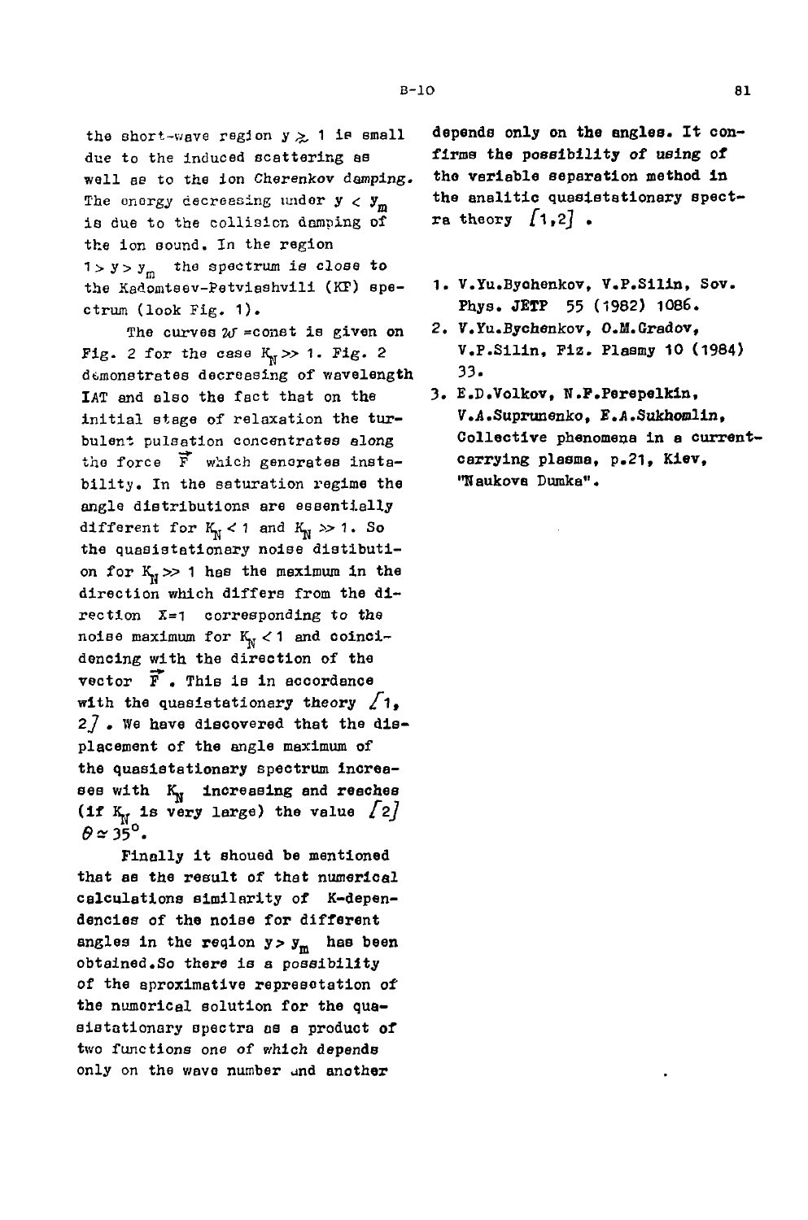the short-wave region $y \gtrsim 1$ is small due to the induced scattering as well as to the ion Cherenkov damping. The energy decreasing under $y < y_m$ is due to the collision damping of the ion sound. In the region $1 > y > y_m$ the spectrum is close to the Kadomtsev-Petviashvili (KP) spectrum (look Fig. 1).

The curves $w$ =const is given on Fig. 2 for the case $K_N \gg 1$. Fig. 2 demonstrates decreasing of wavelength IAT and also the fact that on the initial stage of relaxation the turbulent pulsation concentrates along the force $\vec{F}$ which generates instability. In the saturation regime the angle distributions are essentially different for $K_N < 1$ and $K_N \gg 1$. So the quasistationary noise distibution for $K_N \gg 1$ has the maximum in the direction which differs from the direction $X=1$ corresponding to the noise maximum for $K_N < 1$ and coincidencing with the direction of the vector $\vec{F}$. This is in accordence with the quasistationary theory [1, 2]. We have discovered that the displacement of the angle maximum of the quasistationary spectrum increases with $K_N$ increasing and reaches (if $K_N$ is very large) the value [2] $\theta \simeq 35^\circ$.

Finally it shoued be mentioned that as the result of that numerical calculations similarity of K-dependencies of the noise for different angles in the reqion $y > y_m$ has been obtained. So there is a possibility of the aproximative represetation of the numorical solution for the quasistationary spectra as a product of two functions one of which depends only on the wave number and another depends only on the angles. It confirms the possibility of using of the veriable separation method in the analitic quasistationary spectra theory [1,2].

1. V.Yu.Bychenkov, V.P.Silin, Sov. Phys. JETP 55 (1982) 1086.
2. V.Yu.Bychenkov, O.M.Gradov, V.P.Silin, Fiz. Plasmy 10 (1984) 33.
3. E.D.Volkov, N.F.Perepelkin, V.A.Suprunenko, E.A.Sukhomlin, Collective phenomena in a current-carrying plasma, p.21, Kiev, "Naukova Dumka".